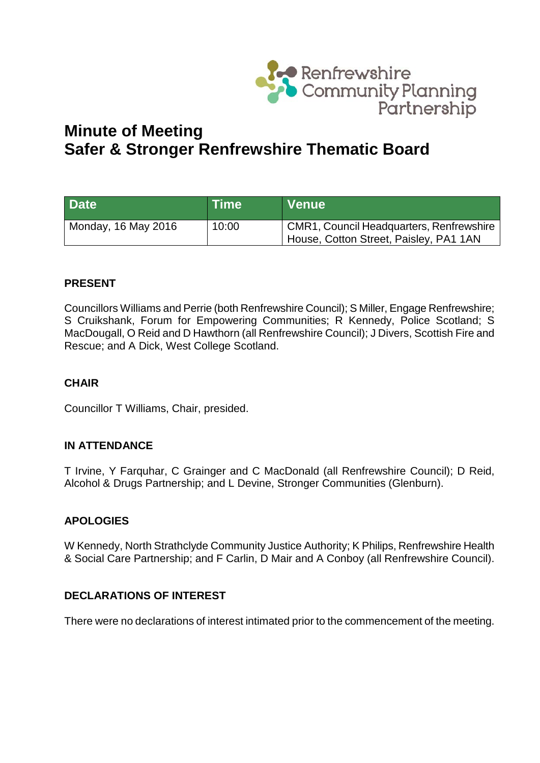Renfrewshire Community Planning Partnership

# Minute of Meeting
# Safer & Stronger Renfrewshire Thematic Board

| Date | Time | Venue |
|---|---|---|
| Monday, 16 May 2016 | 10:00 | CMR1, Council Headquarters, Renfrewshire House, Cotton Street, Paisley, PA1 1AN |

### PRESENT

Councillors Williams and Perrie (both Renfrewshire Council); S Miller, Engage Renfrewshire; S Cruikshank, Forum for Empowering Communities; R Kennedy, Police Scotland; S MacDougall, O Reid and D Hawthorn (all Renfrewshire Council); J Divers, Scottish Fire and Rescue; and A Dick, West College Scotland.

### CHAIR

Councillor T Williams, Chair, presided.

### IN ATTENDANCE

T Irvine, Y Farquhar, C Grainger and C MacDonald (all Renfrewshire Council); D Reid, Alcohol & Drugs Partnership; and L Devine, Stronger Communities (Glenburn).

### APOLOGIES

W Kennedy, North Strathclyde Community Justice Authority; K Philips, Renfrewshire Health & Social Care Partnership; and F Carlin, D Mair and A Conboy (all Renfrewshire Council).

### DECLARATIONS OF INTEREST

There were no declarations of interest intimated prior to the commencement of the meeting.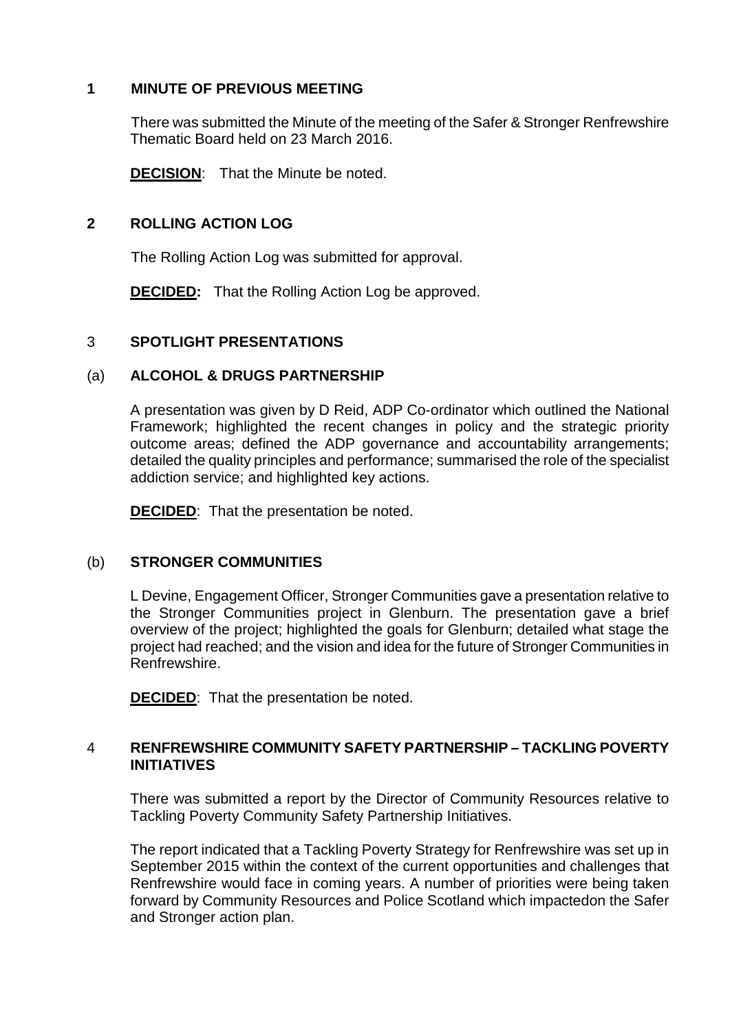## 1 MINUTE OF PREVIOUS MEETING

There was submitted the Minute of the meeting of the Safer & Stronger Renfrewshire Thematic Board held on 23 March 2016.

**DECISION**: That the Minute be noted.

## 2 ROLLING ACTION LOG

The Rolling Action Log was submitted for approval.

**DECIDED:** That the Rolling Action Log be approved.

## 3 SPOTLIGHT PRESENTATIONS

### (a) ALCOHOL & DRUGS PARTNERSHIP

A presentation was given by D Reid, ADP Co-ordinator which outlined the National Framework; highlighted the recent changes in policy and the strategic priority outcome areas; defined the ADP governance and accountability arrangements; detailed the quality principles and performance; summarised the role of the specialist addiction service; and highlighted key actions.

**DECIDED**: That the presentation be noted.

### (b) STRONGER COMMUNITIES

L Devine, Engagement Officer, Stronger Communities gave a presentation relative to the Stronger Communities project in Glenburn. The presentation gave a brief overview of the project; highlighted the goals for Glenburn; detailed what stage the project had reached; and the vision and idea for the future of Stronger Communities in Renfrewshire.

**DECIDED**: That the presentation be noted.

## 4 RENFREWSHIRE COMMUNITY SAFETY PARTNERSHIP – TACKLING POVERTY INITIATIVES

There was submitted a report by the Director of Community Resources relative to Tackling Poverty Community Safety Partnership Initiatives.

The report indicated that a Tackling Poverty Strategy for Renfrewshire was set up in September 2015 within the context of the current opportunities and challenges that Renfrewshire would face in coming years. A number of priorities were being taken forward by Community Resources and Police Scotland which impactedon the Safer and Stronger action plan.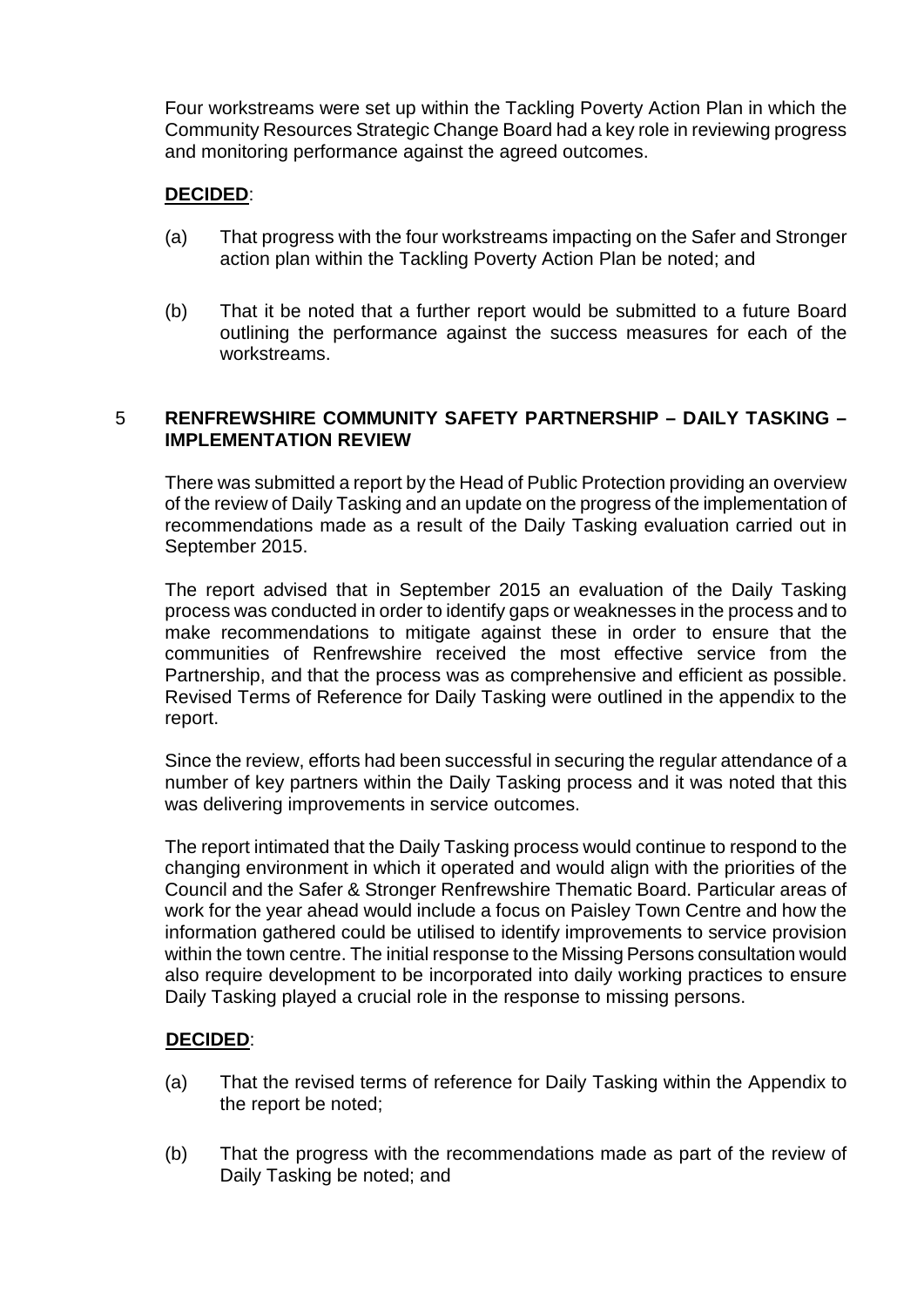Four workstreams were set up within the Tackling Poverty Action Plan in which the Community Resources Strategic Change Board had a key role in reviewing progress and monitoring performance against the agreed outcomes.

**DECIDED**:

(a) That progress with the four workstreams impacting on the Safer and Stronger action plan within the Tackling Poverty Action Plan be noted; and

(b) That it be noted that a further report would be submitted to a future Board outlining the performance against the success measures for each of the workstreams.

## 5 RENFREWSHIRE COMMUNITY SAFETY PARTNERSHIP – DAILY TASKING – IMPLEMENTATION REVIEW

There was submitted a report by the Head of Public Protection providing an overview of the review of Daily Tasking and an update on the progress of the implementation of recommendations made as a result of the Daily Tasking evaluation carried out in September 2015.

The report advised that in September 2015 an evaluation of the Daily Tasking process was conducted in order to identify gaps or weaknesses in the process and to make recommendations to mitigate against these in order to ensure that the communities of Renfrewshire received the most effective service from the Partnership, and that the process was as comprehensive and efficient as possible. Revised Terms of Reference for Daily Tasking were outlined in the appendix to the report.

Since the review, efforts had been successful in securing the regular attendance of a number of key partners within the Daily Tasking process and it was noted that this was delivering improvements in service outcomes.

The report intimated that the Daily Tasking process would continue to respond to the changing environment in which it operated and would align with the priorities of the Council and the Safer & Stronger Renfrewshire Thematic Board. Particular areas of work for the year ahead would include a focus on Paisley Town Centre and how the information gathered could be utilised to identify improvements to service provision within the town centre. The initial response to the Missing Persons consultation would also require development to be incorporated into daily working practices to ensure Daily Tasking played a crucial role in the response to missing persons.

**DECIDED**:

(a) That the revised terms of reference for Daily Tasking within the Appendix to the report be noted;

(b) That the progress with the recommendations made as part of the review of Daily Tasking be noted; and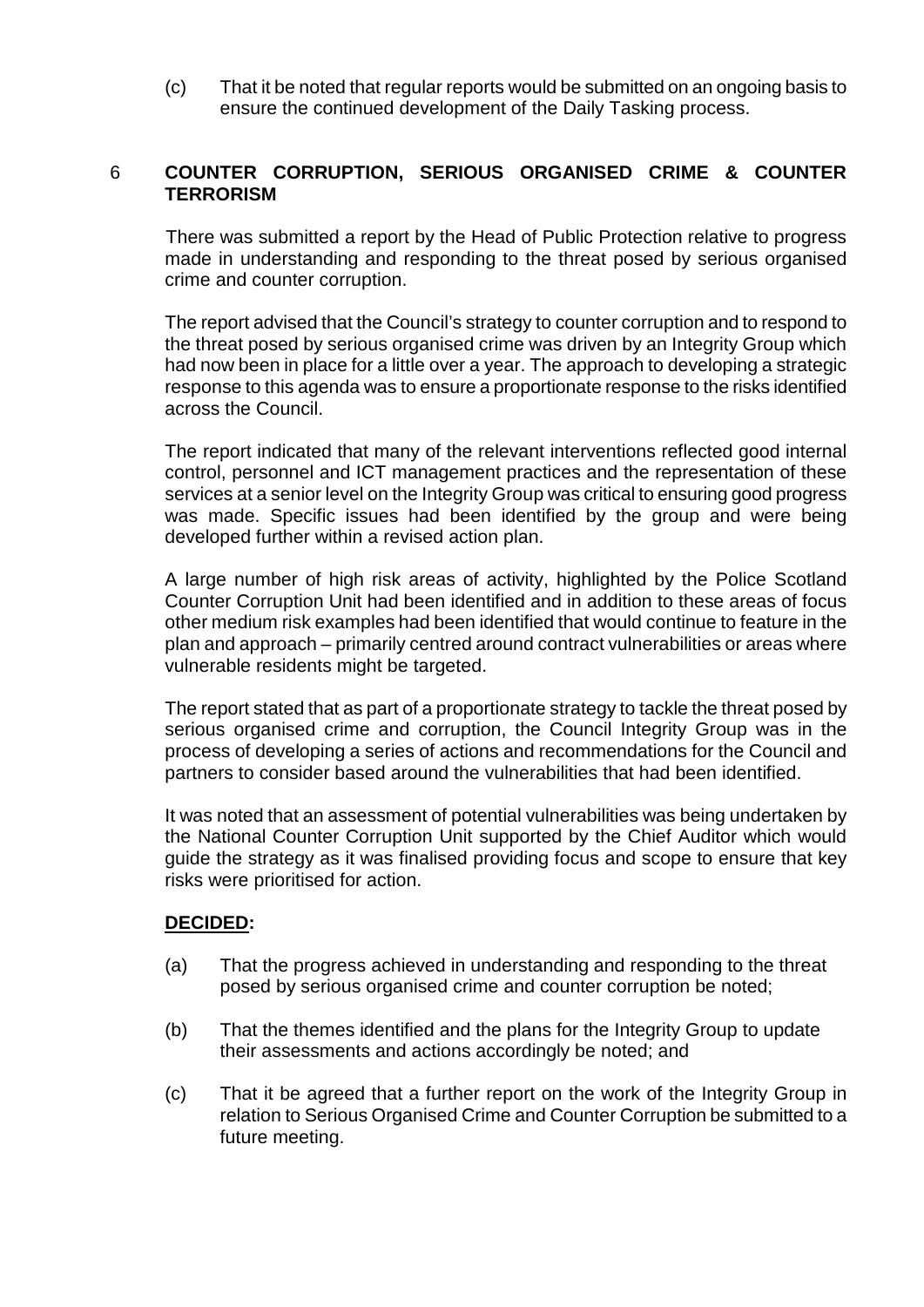(c) That it be noted that regular reports would be submitted on an ongoing basis to ensure the continued development of the Daily Tasking process.

## 6 COUNTER CORRUPTION, SERIOUS ORGANISED CRIME & COUNTER TERRORISM

There was submitted a report by the Head of Public Protection relative to progress made in understanding and responding to the threat posed by serious organised crime and counter corruption.

The report advised that the Council's strategy to counter corruption and to respond to the threat posed by serious organised crime was driven by an Integrity Group which had now been in place for a little over a year. The approach to developing a strategic response to this agenda was to ensure a proportionate response to the risks identified across the Council.

The report indicated that many of the relevant interventions reflected good internal control, personnel and ICT management practices and the representation of these services at a senior level on the Integrity Group was critical to ensuring good progress was made. Specific issues had been identified by the group and were being developed further within a revised action plan.

A large number of high risk areas of activity, highlighted by the Police Scotland Counter Corruption Unit had been identified and in addition to these areas of focus other medium risk examples had been identified that would continue to feature in the plan and approach – primarily centred around contract vulnerabilities or areas where vulnerable residents might be targeted.

The report stated that as part of a proportionate strategy to tackle the threat posed by serious organised crime and corruption, the Council Integrity Group was in the process of developing a series of actions and recommendations for the Council and partners to consider based around the vulnerabilities that had been identified.

It was noted that an assessment of potential vulnerabilities was being undertaken by the National Counter Corruption Unit supported by the Chief Auditor which would guide the strategy as it was finalised providing focus and scope to ensure that key risks were prioritised for action.

**DECIDED:**

(a) That the progress achieved in understanding and responding to the threat posed by serious organised crime and counter corruption be noted;

(b) That the themes identified and the plans for the Integrity Group to update their assessments and actions accordingly be noted; and

(c) That it be agreed that a further report on the work of the Integrity Group in relation to Serious Organised Crime and Counter Corruption be submitted to a future meeting.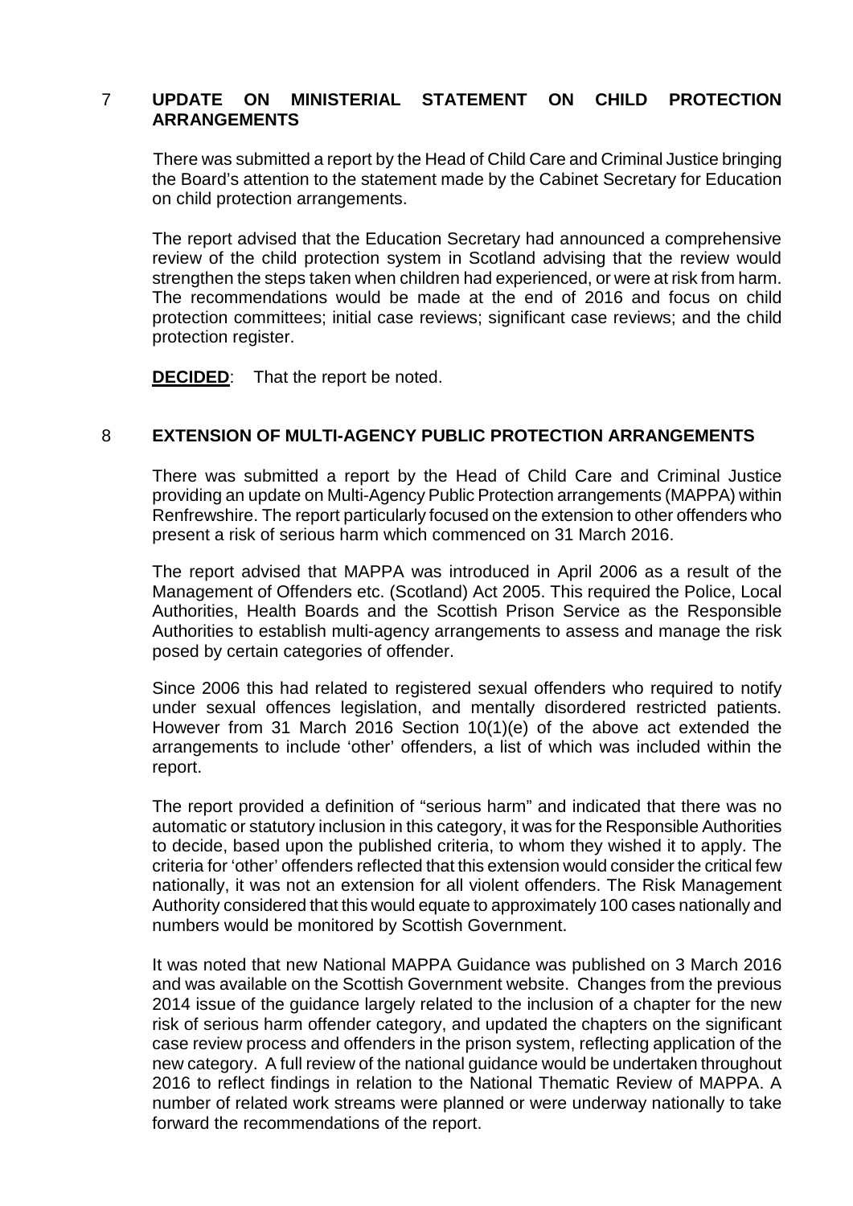## 7 UPDATE ON MINISTERIAL STATEMENT ON CHILD PROTECTION ARRANGEMENTS

There was submitted a report by the Head of Child Care and Criminal Justice bringing the Board's attention to the statement made by the Cabinet Secretary for Education on child protection arrangements.

The report advised that the Education Secretary had announced a comprehensive review of the child protection system in Scotland advising that the review would strengthen the steps taken when children had experienced, or were at risk from harm. The recommendations would be made at the end of 2016 and focus on child protection committees; initial case reviews; significant case reviews; and the child protection register.

**DECIDED**: That the report be noted.

## 8 EXTENSION OF MULTI-AGENCY PUBLIC PROTECTION ARRANGEMENTS

There was submitted a report by the Head of Child Care and Criminal Justice providing an update on Multi-Agency Public Protection arrangements (MAPPA) within Renfrewshire. The report particularly focused on the extension to other offenders who present a risk of serious harm which commenced on 31 March 2016.

The report advised that MAPPA was introduced in April 2006 as a result of the Management of Offenders etc. (Scotland) Act 2005. This required the Police, Local Authorities, Health Boards and the Scottish Prison Service as the Responsible Authorities to establish multi-agency arrangements to assess and manage the risk posed by certain categories of offender.

Since 2006 this had related to registered sexual offenders who required to notify under sexual offences legislation, and mentally disordered restricted patients. However from 31 March 2016 Section 10(1)(e) of the above act extended the arrangements to include 'other' offenders, a list of which was included within the report.

The report provided a definition of "serious harm" and indicated that there was no automatic or statutory inclusion in this category, it was for the Responsible Authorities to decide, based upon the published criteria, to whom they wished it to apply. The criteria for 'other' offenders reflected that this extension would consider the critical few nationally, it was not an extension for all violent offenders. The Risk Management Authority considered that this would equate to approximately 100 cases nationally and numbers would be monitored by Scottish Government.

It was noted that new National MAPPA Guidance was published on 3 March 2016 and was available on the Scottish Government website. Changes from the previous 2014 issue of the guidance largely related to the inclusion of a chapter for the new risk of serious harm offender category, and updated the chapters on the significant case review process and offenders in the prison system, reflecting application of the new category. A full review of the national guidance would be undertaken throughout 2016 to reflect findings in relation to the National Thematic Review of MAPPA. A number of related work streams were planned or were underway nationally to take forward the recommendations of the report.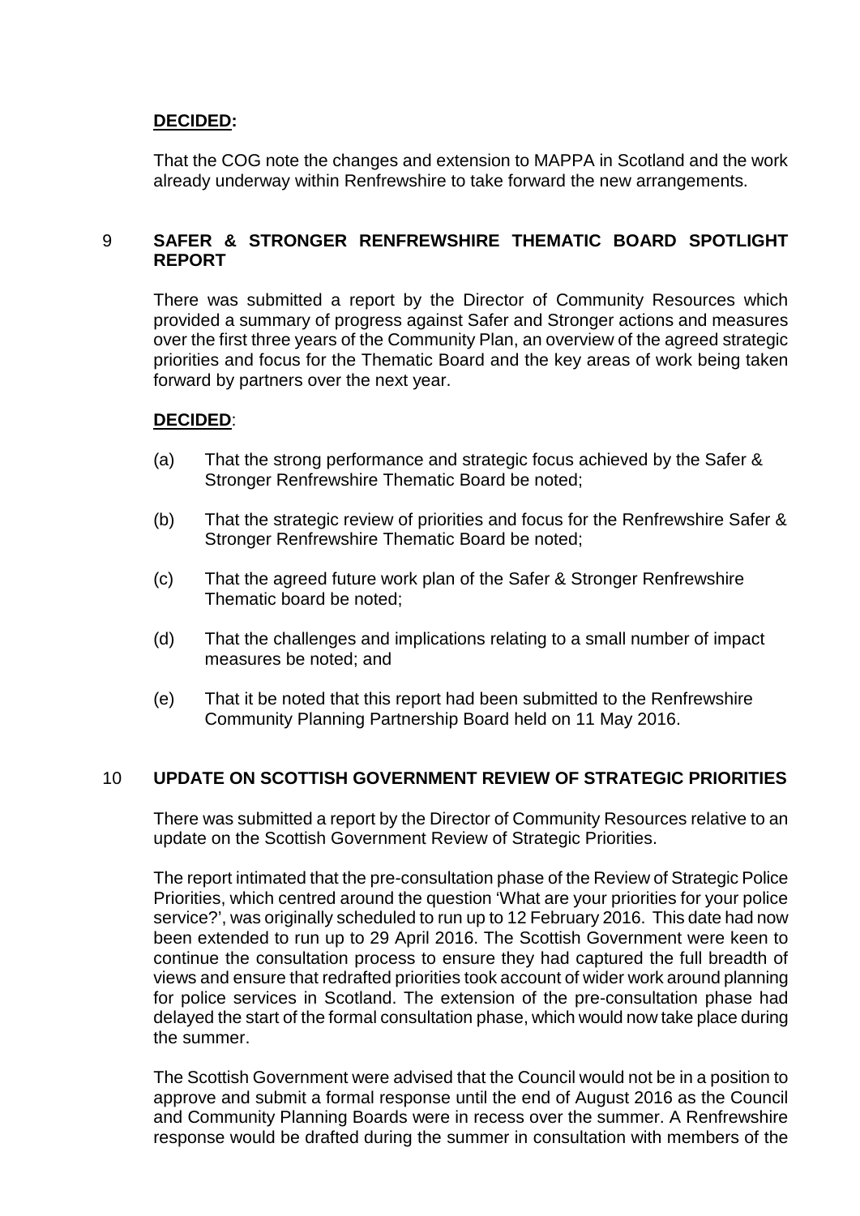**DECIDED:**

That the COG note the changes and extension to MAPPA in Scotland and the work already underway within Renfrewshire to take forward the new arrangements.

## 9 SAFER & STRONGER RENFREWSHIRE THEMATIC BOARD SPOTLIGHT REPORT

There was submitted a report by the Director of Community Resources which provided a summary of progress against Safer and Stronger actions and measures over the first three years of the Community Plan, an overview of the agreed strategic priorities and focus for the Thematic Board and the key areas of work being taken forward by partners over the next year.

**DECIDED**:

(a) That the strong performance and strategic focus achieved by the Safer & Stronger Renfrewshire Thematic Board be noted;

(b) That the strategic review of priorities and focus for the Renfrewshire Safer & Stronger Renfrewshire Thematic Board be noted;

(c) That the agreed future work plan of the Safer & Stronger Renfrewshire Thematic board be noted;

(d) That the challenges and implications relating to a small number of impact measures be noted; and

(e) That it be noted that this report had been submitted to the Renfrewshire Community Planning Partnership Board held on 11 May 2016.

## 10 UPDATE ON SCOTTISH GOVERNMENT REVIEW OF STRATEGIC PRIORITIES

There was submitted a report by the Director of Community Resources relative to an update on the Scottish Government Review of Strategic Priorities.

The report intimated that the pre-consultation phase of the Review of Strategic Police Priorities, which centred around the question 'What are your priorities for your police service?', was originally scheduled to run up to 12 February 2016. This date had now been extended to run up to 29 April 2016. The Scottish Government were keen to continue the consultation process to ensure they had captured the full breadth of views and ensure that redrafted priorities took account of wider work around planning for police services in Scotland. The extension of the pre-consultation phase had delayed the start of the formal consultation phase, which would now take place during the summer.

The Scottish Government were advised that the Council would not be in a position to approve and submit a formal response until the end of August 2016 as the Council and Community Planning Boards were in recess over the summer. A Renfrewshire response would be drafted during the summer in consultation with members of the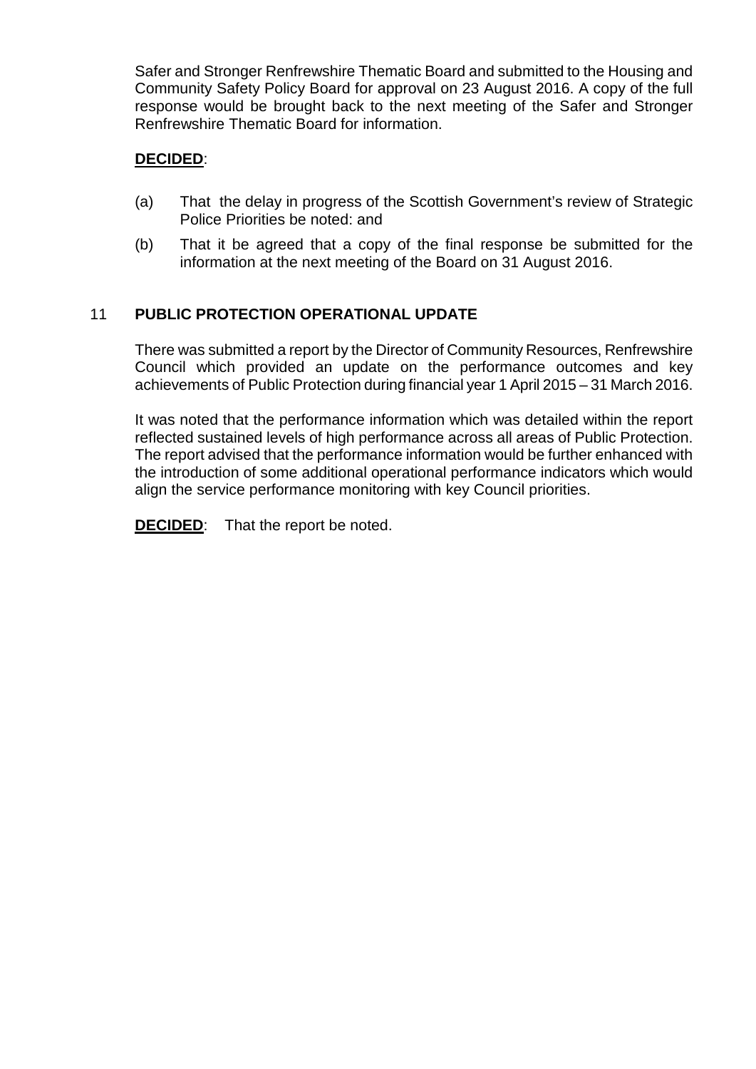Safer and Stronger Renfrewshire Thematic Board and submitted to the Housing and Community Safety Policy Board for approval on 23 August 2016. A copy of the full response would be brought back to the next meeting of the Safer and Stronger Renfrewshire Thematic Board for information.

**DECIDED**:

(a) That the delay in progress of the Scottish Government's review of Strategic Police Priorities be noted: and

(b) That it be agreed that a copy of the final response be submitted for the information at the next meeting of the Board on 31 August 2016.

## 11 PUBLIC PROTECTION OPERATIONAL UPDATE

There was submitted a report by the Director of Community Resources, Renfrewshire Council which provided an update on the performance outcomes and key achievements of Public Protection during financial year 1 April 2015 – 31 March 2016.

It was noted that the performance information which was detailed within the report reflected sustained levels of high performance across all areas of Public Protection. The report advised that the performance information would be further enhanced with the introduction of some additional operational performance indicators which would align the service performance monitoring with key Council priorities.

**DECIDED**: That the report be noted.